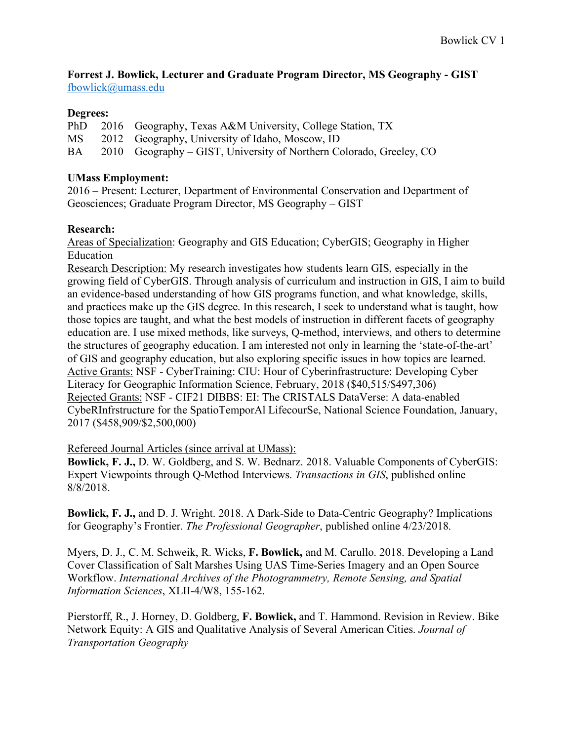**Forrest J. Bowlick, Lecturer and Graduate Program Director, MS Geography - GIST**
fbowlick@umass.edu

**Degrees:**

PhD 2016 Geography, Texas A&M University, College Station, TX
MS 2012 Geography, University of Idaho, Moscow, ID
BA 2010 Geography – GIST, University of Northern Colorado, Greeley, CO

**UMass Employment:**

2016 – Present: Lecturer, Department of Environmental Conservation and Department of Geosciences; Graduate Program Director, MS Geography – GIST

**Research:**

Areas of Specialization: Geography and GIS Education; CyberGIS; Geography in Higher Education
Research Description: My research investigates how students learn GIS, especially in the growing field of CyberGIS. Through analysis of curriculum and instruction in GIS, I aim to build an evidence-based understanding of how GIS programs function, and what knowledge, skills, and practices make up the GIS degree. In this research, I seek to understand what is taught, how those topics are taught, and what the best models of instruction in different facets of geography education are. I use mixed methods, like surveys, Q-method, interviews, and others to determine the structures of geography education. I am interested not only in learning the 'state-of-the-art' of GIS and geography education, but also exploring specific issues in how topics are learned.
Active Grants: NSF - CyberTraining: CIU: Hour of Cyberinfrastructure: Developing Cyber Literacy for Geographic Information Science, February, 2018 ($40,515/$497,306)
Rejected Grants: NSF - CIF21 DIBBS: EI: The CRISTALS DataVerse: A data-enabled CybeRInfrstructure for the SpatioTemporAl LifecourSe, National Science Foundation, January, 2017 ($458,909/$2,500,000)

Refereed Journal Articles (since arrival at UMass):

**Bowlick, F. J.,** D. W. Goldberg, and S. W. Bednarz. 2018. Valuable Components of CyberGIS: Expert Viewpoints through Q-Method Interviews. *Transactions in GIS*, published online 8/8/2018.

**Bowlick, F. J.,** and D. J. Wright. 2018. A Dark-Side to Data-Centric Geography? Implications for Geography's Frontier. *The Professional Geographer*, published online 4/23/2018.

Myers, D. J., C. M. Schweik, R. Wicks, **F. Bowlick,** and M. Carullo. 2018. Developing a Land Cover Classification of Salt Marshes Using UAS Time-Series Imagery and an Open Source Workflow. *International Archives of the Photogrammetry, Remote Sensing, and Spatial Information Sciences*, XLII-4/W8, 155-162.

Pierstorff, R., J. Horney, D. Goldberg, **F. Bowlick,** and T. Hammond. Revision in Review. Bike Network Equity: A GIS and Qualitative Analysis of Several American Cities. *Journal of Transportation Geography*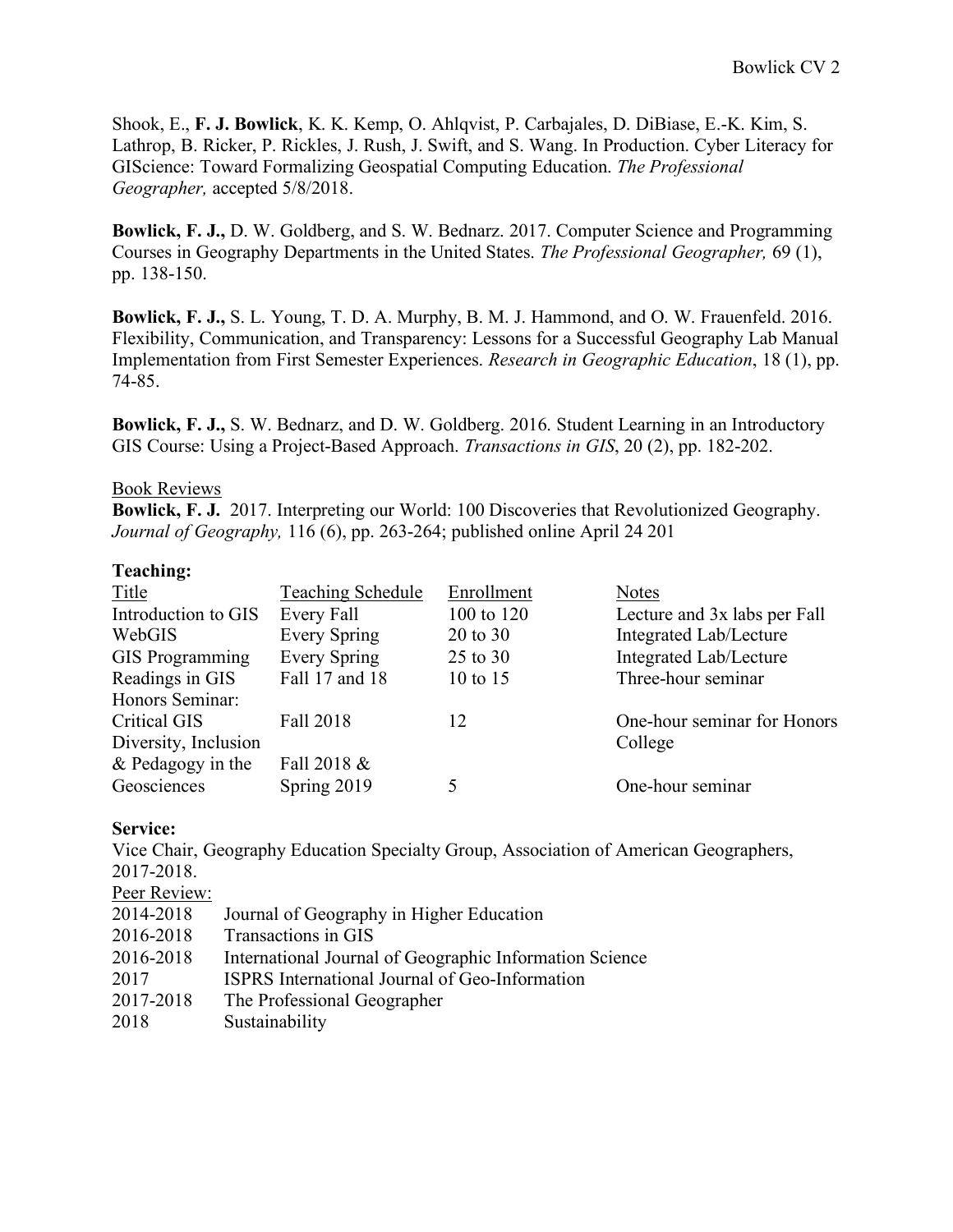Shook, E., **F. J. Bowlick**, K. K. Kemp, O. Ahlqvist, P. Carbajales, D. DiBiase, E.-K. Kim, S. Lathrop, B. Ricker, P. Rickles, J. Rush, J. Swift, and S. Wang. In Production. Cyber Literacy for GIScience: Toward Formalizing Geospatial Computing Education. *The Professional Geographer,* accepted 5/8/2018.

**Bowlick, F. J.,** D. W. Goldberg, and S. W. Bednarz. 2017. Computer Science and Programming Courses in Geography Departments in the United States. *The Professional Geographer,* 69 (1), pp. 138-150.

**Bowlick, F. J.,** S. L. Young, T. D. A. Murphy, B. M. J. Hammond, and O. W. Frauenfeld. 2016. Flexibility, Communication, and Transparency: Lessons for a Successful Geography Lab Manual Implementation from First Semester Experiences. *Research in Geographic Education*, 18 (1), pp. 74-85.

**Bowlick, F. J.,** S. W. Bednarz, and D. W. Goldberg. 2016. Student Learning in an Introductory GIS Course: Using a Project-Based Approach. *Transactions in GIS*, 20 (2), pp. 182-202.

Book Reviews

**Bowlick, F. J.** 2017. Interpreting our World: 100 Discoveries that Revolutionized Geography. *Journal of Geography,* 116 (6), pp. 263-264; published online April 24 201

**Teaching:**

| Title | Teaching Schedule | Enrollment | Notes |
|---|---|---|---|
| Introduction to GIS | Every Fall | 100 to 120 | Lecture and 3x labs per Fall |
| WebGIS | Every Spring | 20 to 30 | Integrated Lab/Lecture |
| GIS Programming | Every Spring | 25 to 30 | Integrated Lab/Lecture |
| Readings in GIS | Fall 17 and 18 | 10 to 15 | Three-hour seminar |
| Honors Seminar: Critical GIS | Fall 2018 | 12 | One-hour seminar for Honors College |
| Diversity, Inclusion & Pedagogy in the Geosciences | Fall 2018 & Spring 2019 | 5 | One-hour seminar |

**Service:**

Vice Chair, Geography Education Specialty Group, Association of American Geographers, 2017-2018.

Peer Review:

| | |
|---|---|
| 2014-2018 | Journal of Geography in Higher Education |
| 2016-2018 | Transactions in GIS |
| 2016-2018 | International Journal of Geographic Information Science |
| 2017 | ISPRS International Journal of Geo-Information |
| 2017-2018 | The Professional Geographer |
| 2018 | Sustainability |